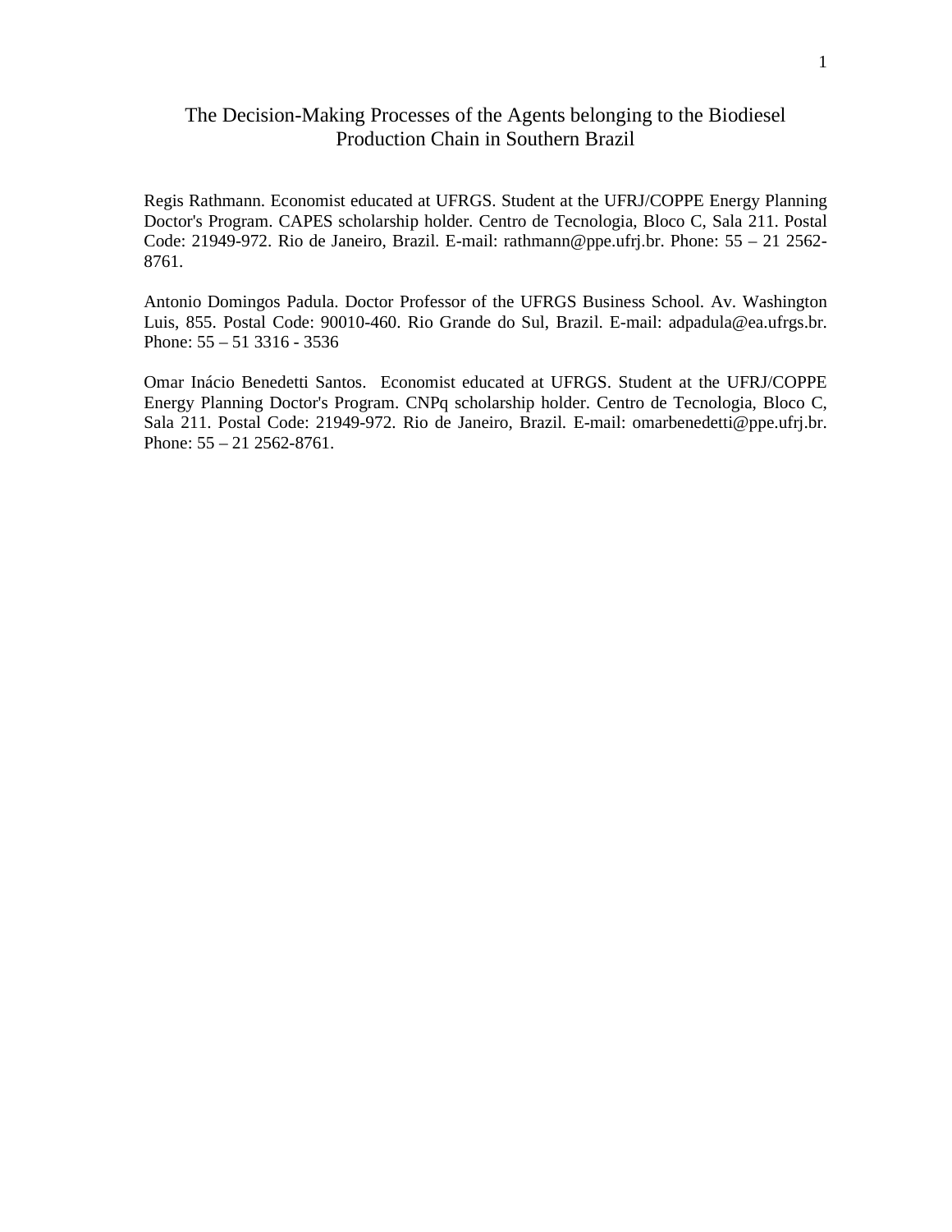# The Decision-Making Processes of the Agents belonging to the Biodiesel Production Chain in Southern Brazil

Regis Rathmann. Economist educated at UFRGS. Student at the UFRJ/COPPE Energy Planning Doctor's Program. CAPES scholarship holder. Centro de Tecnologia, Bloco C, Sala 211. Postal Code: 21949-972. Rio de Janeiro, Brazil. E-mail: rathmann@ppe.ufrj.br. Phone: 55 – 21 2562-8761.

Antonio Domingos Padula. Doctor Professor of the UFRGS Business School. Av. Washington Luis, 855. Postal Code: 90010-460. Rio Grande do Sul, Brazil. E-mail: adpadula@ea.ufrgs.br. Phone: 55 – 51 3316 - 3536

Omar Inácio Benedetti Santos. Economist educated at UFRGS. Student at the UFRJ/COPPE Energy Planning Doctor's Program. CNPq scholarship holder. Centro de Tecnologia, Bloco C, Sala 211. Postal Code: 21949-972. Rio de Janeiro, Brazil. E-mail: omarbenedetti@ppe.ufrj.br. Phone: 55 – 21 2562-8761.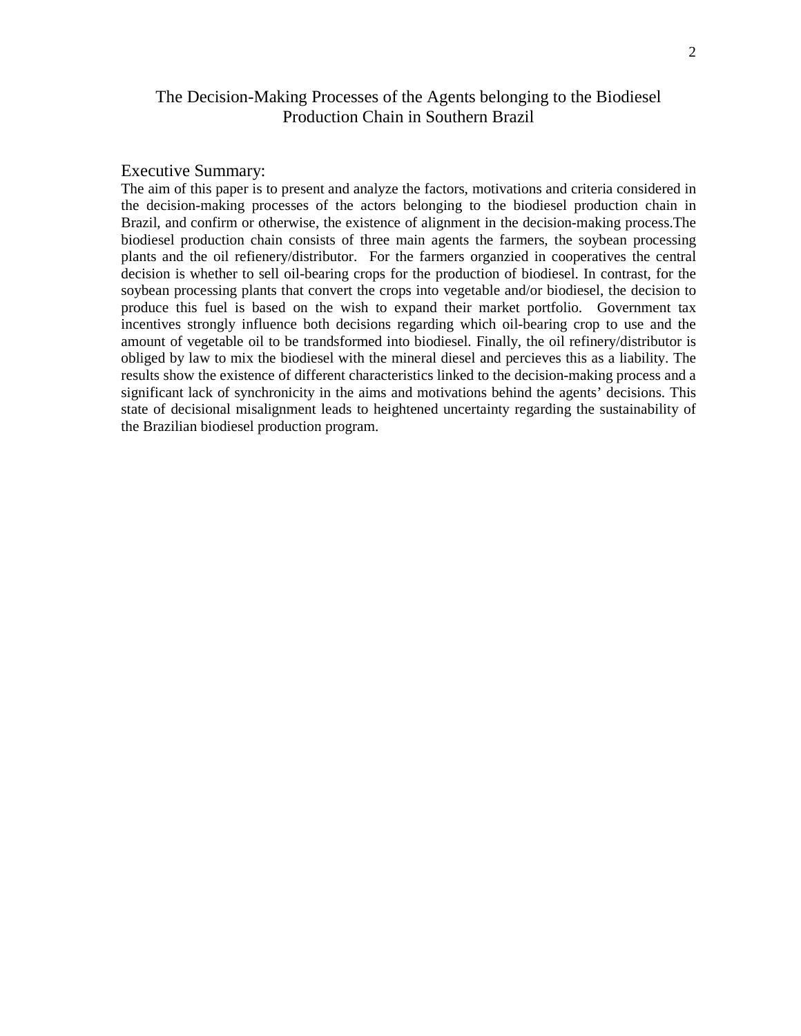# The Decision-Making Processes of the Agents belonging to the Biodiesel Production Chain in Southern Brazil

## Executive Summary:

The aim of this paper is to present and analyze the factors, motivations and criteria considered in the decision-making processes of the actors belonging to the biodiesel production chain in Brazil, and confirm or otherwise, the existence of alignment in the decision-making process.The biodiesel production chain consists of three main agents the farmers, the soybean processing plants and the oil refienery/distributor. For the farmers organzied in cooperatives the central decision is whether to sell oil-bearing crops for the production of biodiesel. In contrast, for the soybean processing plants that convert the crops into vegetable and/or biodiesel, the decision to produce this fuel is based on the wish to expand their market portfolio. Government tax incentives strongly influence both decisions regarding which oil-bearing crop to use and the amount of vegetable oil to be trandsformed into biodiesel. Finally, the oil refinery/distributor is obliged by law to mix the biodiesel with the mineral diesel and percieves this as a liability. The results show the existence of different characteristics linked to the decision-making process and a significant lack of synchronicity in the aims and motivations behind the agents' decisions. This state of decisional misalignment leads to heightened uncertainty regarding the sustainability of the Brazilian biodiesel production program.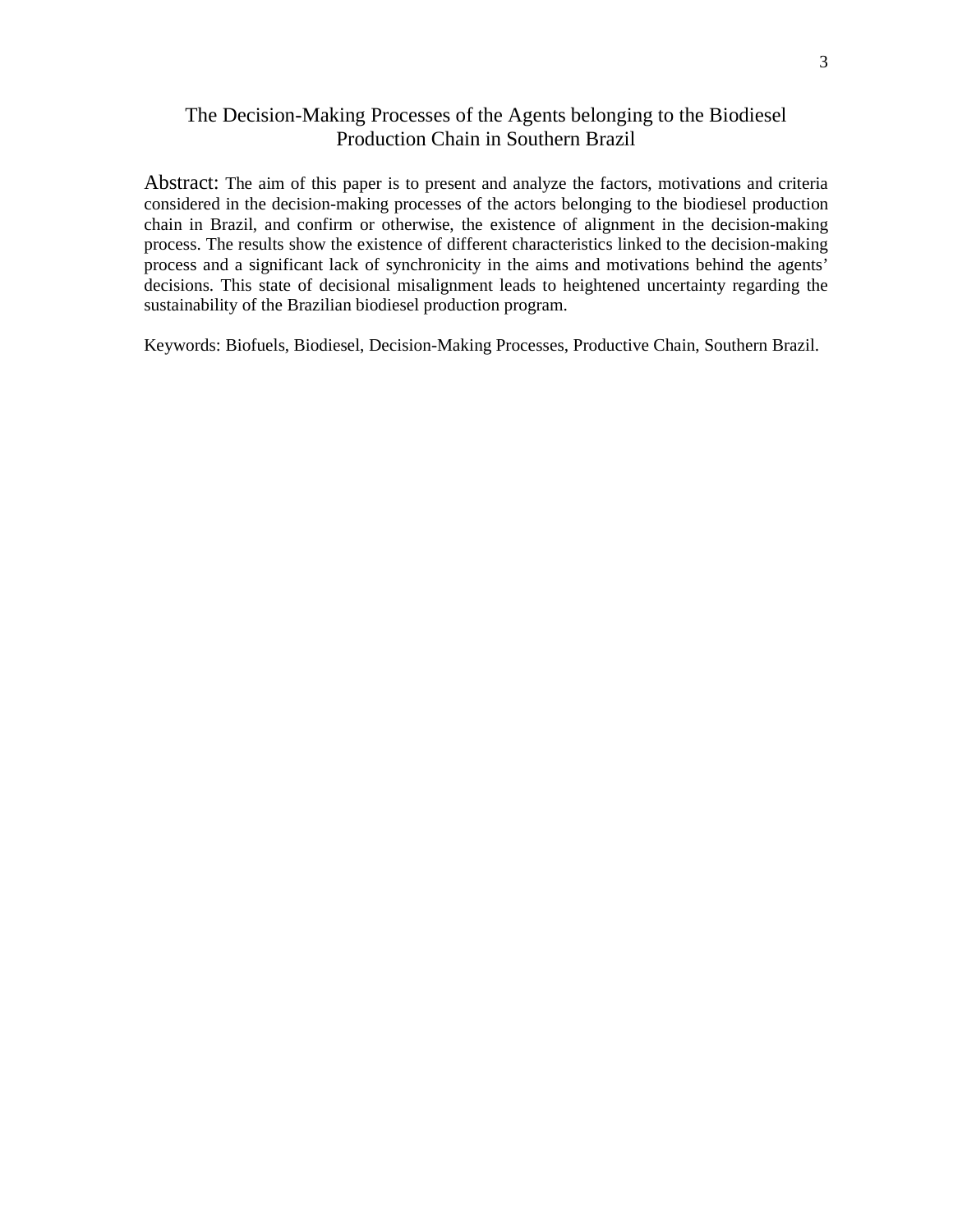# The Decision-Making Processes of the Agents belonging to the Biodiesel Production Chain in Southern Brazil

Abstract: The aim of this paper is to present and analyze the factors, motivations and criteria considered in the decision-making processes of the actors belonging to the biodiesel production chain in Brazil, and confirm or otherwise, the existence of alignment in the decision-making process. The results show the existence of different characteristics linked to the decision-making process and a significant lack of synchronicity in the aims and motivations behind the agents' decisions. This state of decisional misalignment leads to heightened uncertainty regarding the sustainability of the Brazilian biodiesel production program.

Keywords: Biofuels, Biodiesel, Decision-Making Processes, Productive Chain, Southern Brazil.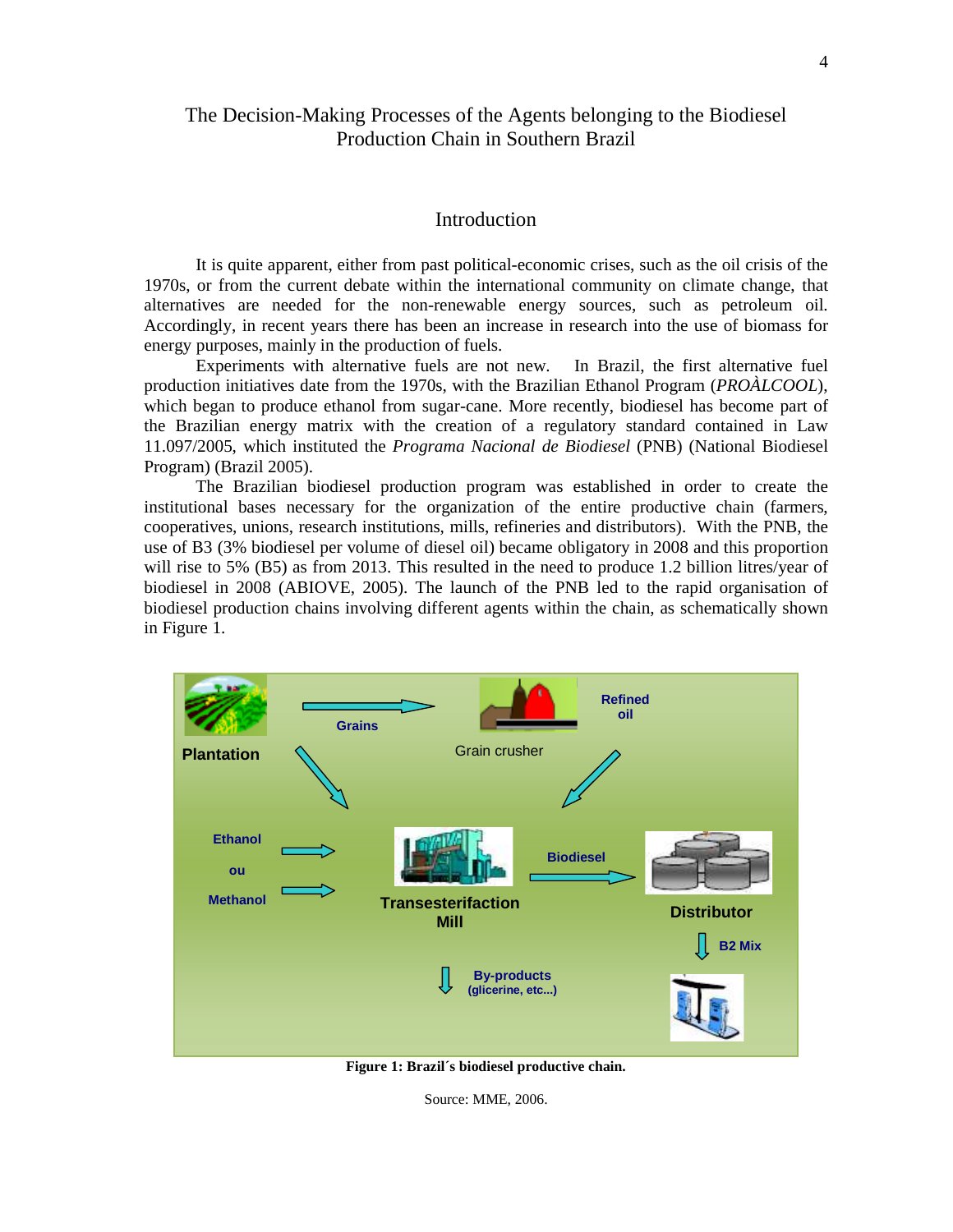# The Decision-Making Processes of the Agents belonging to the Biodiesel Production Chain in Southern Brazil

## Introduction

It is quite apparent, either from past political-economic crises, such as the oil crisis of the 1970s, or from the current debate within the international community on climate change, that alternatives are needed for the non-renewable energy sources, such as petroleum oil. Accordingly, in recent years there has been an increase in research into the use of biomass for energy purposes, mainly in the production of fuels.

Experiments with alternative fuels are not new. In Brazil, the first alternative fuel production initiatives date from the 1970s, with the Brazilian Ethanol Program (*PROÀLCOOL*), which began to produce ethanol from sugar-cane. More recently, biodiesel has become part of the Brazilian energy matrix with the creation of a regulatory standard contained in Law 11.097/2005, which instituted the *Programa Nacional de Biodiesel* (PNB) (National Biodiesel Program) (Brazil 2005).

The Brazilian biodiesel production program was established in order to create the institutional bases necessary for the organization of the entire productive chain (farmers, cooperatives, unions, research institutions, mills, refineries and distributors). With the PNB, the use of B3 (3% biodiesel per volume of diesel oil) became obligatory in 2008 and this proportion will rise to 5% (B5) as from 2013. This resulted in the need to produce 1.2 billion litres/year of biodiesel in 2008 (ABIOVE, 2005). The launch of the PNB led to the rapid organisation of biodiesel production chains involving different agents within the chain, as schematically shown in Figure 1.

**Figure 1: Brazil´s biodiesel productive chain.**

Source: MME, 2006.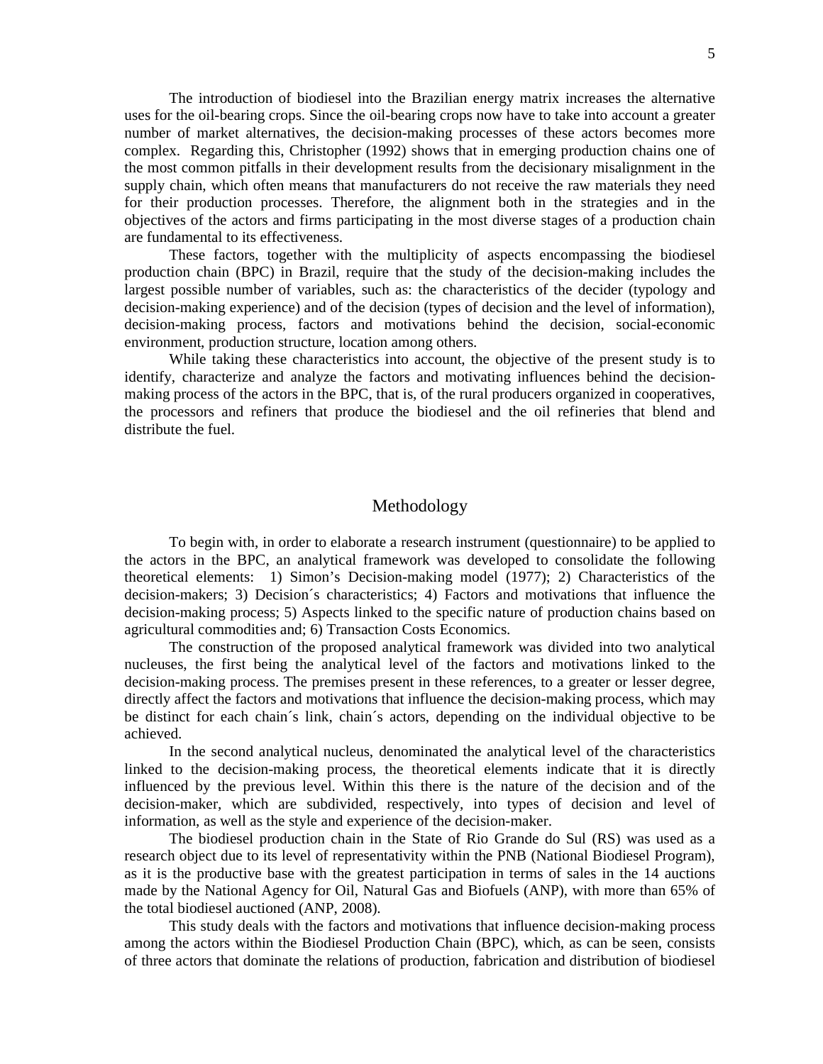The introduction of biodiesel into the Brazilian energy matrix increases the alternative uses for the oil-bearing crops. Since the oil-bearing crops now have to take into account a greater number of market alternatives, the decision-making processes of these actors becomes more complex. Regarding this, Christopher (1992) shows that in emerging production chains one of the most common pitfalls in their development results from the decisionary misalignment in the supply chain, which often means that manufacturers do not receive the raw materials they need for their production processes. Therefore, the alignment both in the strategies and in the objectives of the actors and firms participating in the most diverse stages of a production chain are fundamental to its effectiveness.

These factors, together with the multiplicity of aspects encompassing the biodiesel production chain (BPC) in Brazil, require that the study of the decision-making includes the largest possible number of variables, such as: the characteristics of the decider (typology and decision-making experience) and of the decision (types of decision and the level of information), decision-making process, factors and motivations behind the decision, social-economic environment, production structure, location among others.

While taking these characteristics into account, the objective of the present study is to identify, characterize and analyze the factors and motivating influences behind the decision-making process of the actors in the BPC, that is, of the rural producers organized in cooperatives, the processors and refiners that produce the biodiesel and the oil refineries that blend and distribute the fuel.

## Methodology

To begin with, in order to elaborate a research instrument (questionnaire) to be applied to the actors in the BPC, an analytical framework was developed to consolidate the following theoretical elements: 1) Simon's Decision-making model (1977); 2) Characteristics of the decision-makers; 3) Decision´s characteristics; 4) Factors and motivations that influence the decision-making process; 5) Aspects linked to the specific nature of production chains based on agricultural commodities and; 6) Transaction Costs Economics.

The construction of the proposed analytical framework was divided into two analytical nucleuses, the first being the analytical level of the factors and motivations linked to the decision-making process. The premises present in these references, to a greater or lesser degree, directly affect the factors and motivations that influence the decision-making process, which may be distinct for each chain´s link, chain´s actors, depending on the individual objective to be achieved.

In the second analytical nucleus, denominated the analytical level of the characteristics linked to the decision-making process, the theoretical elements indicate that it is directly influenced by the previous level. Within this there is the nature of the decision and of the decision-maker, which are subdivided, respectively, into types of decision and level of information, as well as the style and experience of the decision-maker.

The biodiesel production chain in the State of Rio Grande do Sul (RS) was used as a research object due to its level of representativity within the PNB (National Biodiesel Program), as it is the productive base with the greatest participation in terms of sales in the 14 auctions made by the National Agency for Oil, Natural Gas and Biofuels (ANP), with more than 65% of the total biodiesel auctioned (ANP, 2008).

This study deals with the factors and motivations that influence decision-making process among the actors within the Biodiesel Production Chain (BPC), which, as can be seen, consists of three actors that dominate the relations of production, fabrication and distribution of biodiesel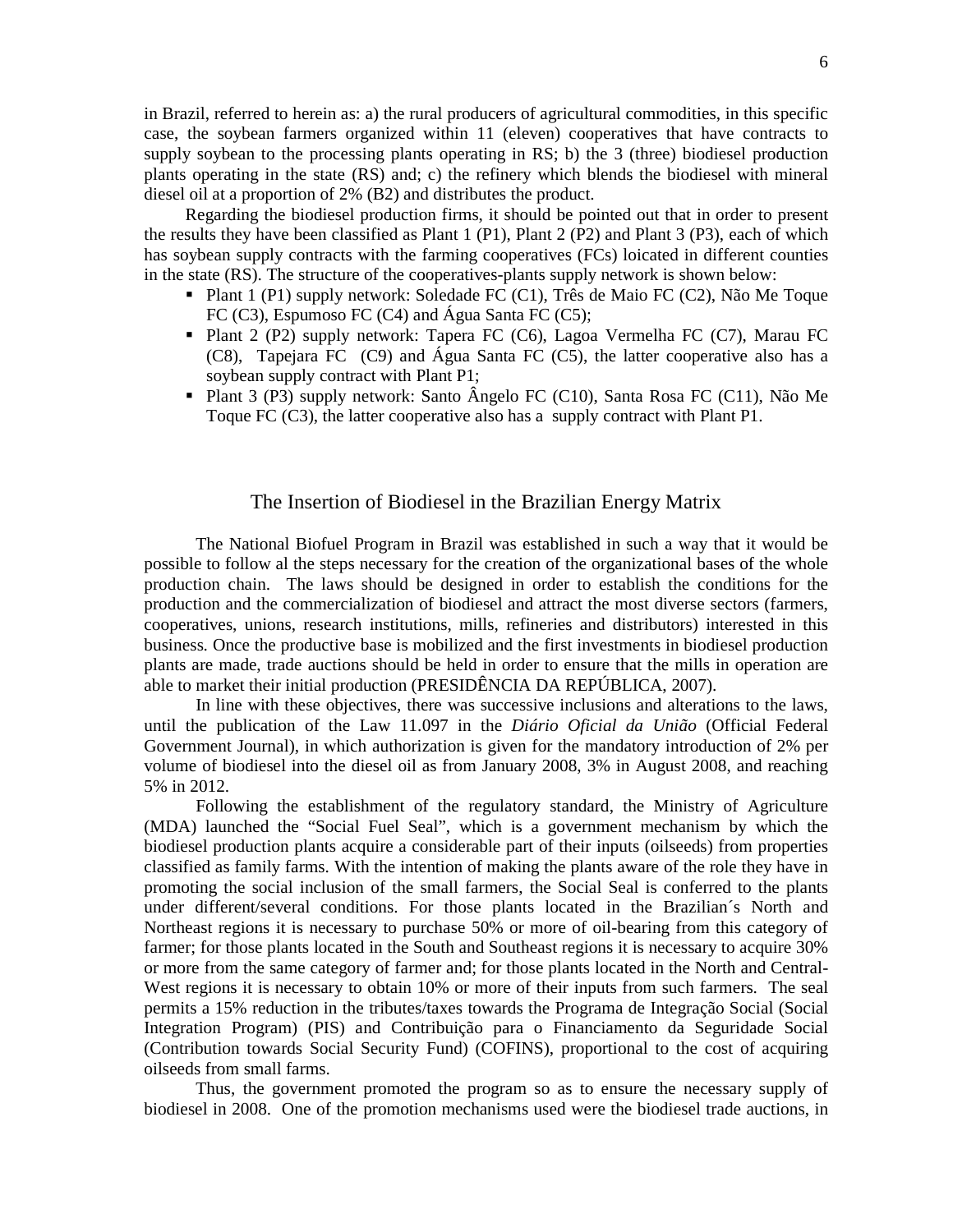in Brazil, referred to herein as: a) the rural producers of agricultural commodities, in this specific case, the soybean farmers organized within 11 (eleven) cooperatives that have contracts to supply soybean to the processing plants operating in RS; b) the 3 (three) biodiesel production plants operating in the state (RS) and; c) the refinery which blends the biodiesel with mineral diesel oil at a proportion of 2% (B2) and distributes the product.

Regarding the biodiesel production firms, it should be pointed out that in order to present the results they have been classified as Plant 1 (P1), Plant 2 (P2) and Plant 3 (P3), each of which has soybean supply contracts with the farming cooperatives (FCs) loicated in different counties in the state (RS). The structure of the cooperatives-plants supply network is shown below:

- Plant 1 (P1) supply network: Soledade FC (C1), Três de Maio FC (C2), Não Me Toque FC (C3), Espumoso FC (C4) and Água Santa FC (C5);
- Plant 2 (P2) supply network: Tapera FC (C6), Lagoa Vermelha FC (C7), Marau FC (C8), Tapejara FC (C9) and Água Santa FC (C5), the latter cooperative also has a soybean supply contract with Plant P1;
- Plant 3 (P3) supply network: Santo Ângelo FC (C10), Santa Rosa FC (C11), Não Me Toque FC (C3), the latter cooperative also has a supply contract with Plant P1.

## The Insertion of Biodiesel in the Brazilian Energy Matrix

The National Biofuel Program in Brazil was established in such a way that it would be possible to follow al the steps necessary for the creation of the organizational bases of the whole production chain. The laws should be designed in order to establish the conditions for the production and the commercialization of biodiesel and attract the most diverse sectors (farmers, cooperatives, unions, research institutions, mills, refineries and distributors) interested in this business. Once the productive base is mobilized and the first investments in biodiesel production plants are made, trade auctions should be held in order to ensure that the mills in operation are able to market their initial production (PRESIDÊNCIA DA REPÚBLICA, 2007).

In line with these objectives, there was successive inclusions and alterations to the laws, until the publication of the Law 11.097 in the *Diário Oficial da União* (Official Federal Government Journal), in which authorization is given for the mandatory introduction of 2% per volume of biodiesel into the diesel oil as from January 2008, 3% in August 2008, and reaching 5% in 2012.

Following the establishment of the regulatory standard, the Ministry of Agriculture (MDA) launched the "Social Fuel Seal", which is a government mechanism by which the biodiesel production plants acquire a considerable part of their inputs (oilseeds) from properties classified as family farms. With the intention of making the plants aware of the role they have in promoting the social inclusion of the small farmers, the Social Seal is conferred to the plants under different/several conditions. For those plants located in the Brazilian´s North and Northeast regions it is necessary to purchase 50% or more of oil-bearing from this category of farmer; for those plants located in the South and Southeast regions it is necessary to acquire 30% or more from the same category of farmer and; for those plants located in the North and Central-West regions it is necessary to obtain 10% or more of their inputs from such farmers. The seal permits a 15% reduction in the tributes/taxes towards the Programa de Integração Social (Social Integration Program) (PIS) and Contribuição para o Financiamento da Seguridade Social (Contribution towards Social Security Fund) (COFINS), proportional to the cost of acquiring oilseeds from small farms.

Thus, the government promoted the program so as to ensure the necessary supply of biodiesel in 2008. One of the promotion mechanisms used were the biodiesel trade auctions, in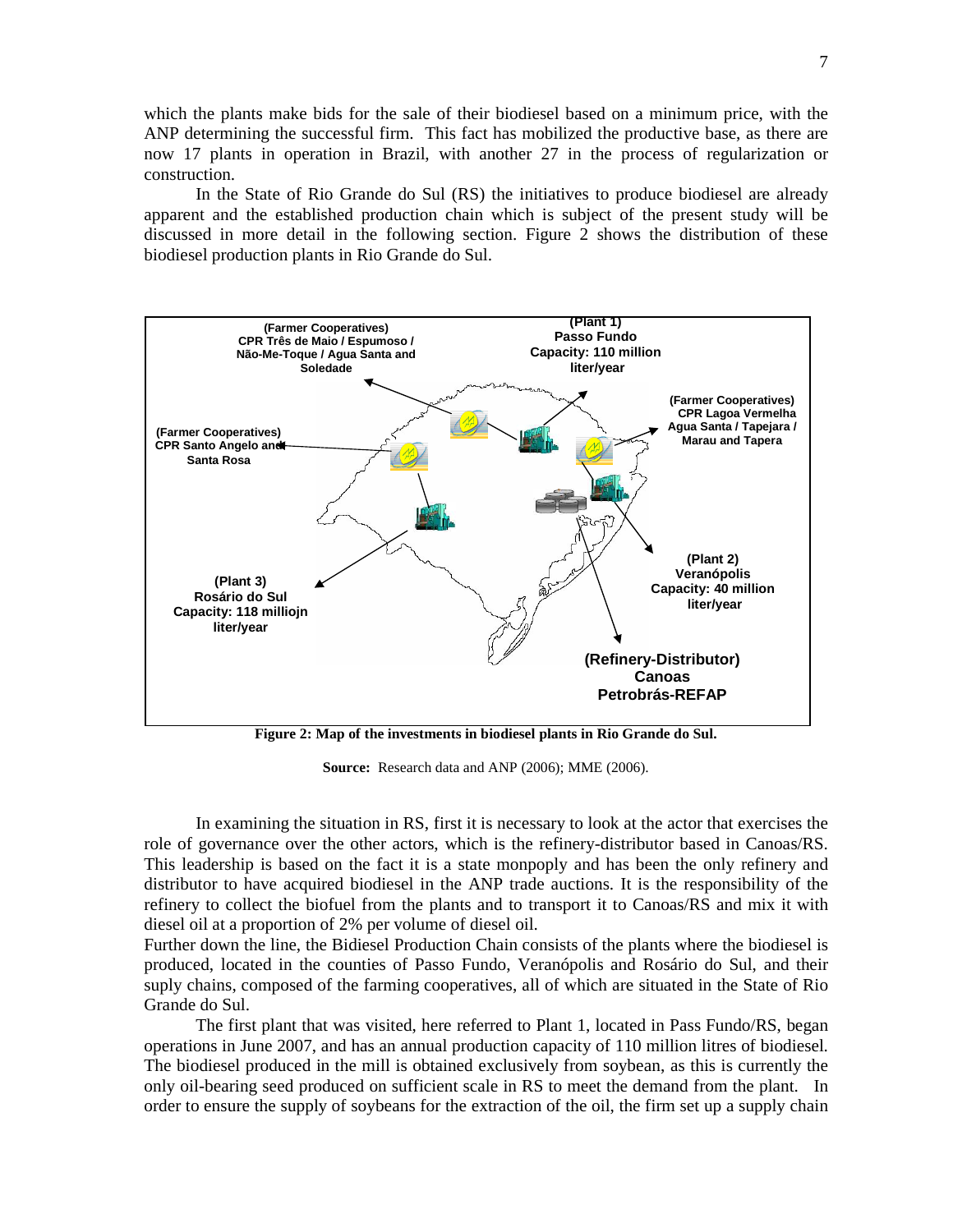which the plants make bids for the sale of their biodiesel based on a minimum price, with the ANP determining the successful firm. This fact has mobilized the productive base, as there are now 17 plants in operation in Brazil, with another 27 in the process of regularization or construction.

In the State of Rio Grande do Sul (RS) the initiatives to produce biodiesel are already apparent and the established production chain which is subject of the present study will be discussed in more detail in the following section. Figure 2 shows the distribution of these biodiesel production plants in Rio Grande do Sul.

(Farmer Cooperatives) CPR Três de Maio / Espumoso / Não-Me-Toque / Agua Santa and Soledade

(Plant 1) Passo Fundo Capacity: 110 million liter/year

(Farmer Cooperatives) CPR Lagoa Vermelha Agua Santa / Tapejara / Marau and Tapera

(Farmer Cooperatives) CPR Santo Angelo and Santa Rosa

(Plant 2) Verанópolis Capacity: 40 million liter/year

(Plant 3) Rosário do Sul Capacity: 118 milliojn liter/year

(Refinery-Distributor) Canoas Petrobrás-REFAP

**Figure 2: Map of the investments in biodiesel plants in Rio Grande do Sul.**

**Source:** Research data and ANP (2006); MME (2006).

In examining the situation in RS, first it is necessary to look at the actor that exercises the role of governance over the other actors, which is the refinery-distributor based in Canoas/RS. This leadership is based on the fact it is a state monpoply and has been the only refinery and distributor to have acquired biodiesel in the ANP trade auctions. It is the responsibility of the refinery to collect the biofuel from the plants and to transport it to Canoas/RS and mix it with diesel oil at a proportion of 2% per volume of diesel oil.
Further down the line, the Bidiesel Production Chain consists of the plants where the biodiesel is produced, located in the counties of Passo Fundo, Veranópolis and Rosário do Sul, and their suply chains, composed of the farming cooperatives, all of which are situated in the State of Rio Grande do Sul.

The first plant that was visited, here referred to Plant 1, located in Pass Fundo/RS, began operations in June 2007, and has an annual production capacity of 110 million litres of biodiesel. The biodiesel produced in the mill is obtained exclusively from soybean, as this is currently the only oil-bearing seed produced on sufficient scale in RS to meet the demand from the plant. In order to ensure the supply of soybeans for the extraction of the oil, the firm set up a supply chain

which the plants make bids for the sale of their biodiesel based on a minimum price, with the ANP determining the successful firm. This fact has mobilized the productive base, as there are now 17 plants in operation in Brazil, with another 27 in the process of regularization or construction.

In the State of Rio Grande do Sul (RS) the initiatives to produce biodiesel are already apparent and the established production chain which is subject of the present study will be discussed in more detail in the following section. Figure 2 shows the distribution of these biodiesel production plants in Rio Grande do Sul.

(Farmer Cooperatives) CPR Três de Maio / Espumoso / Não-Me-Toque / Agua Santa and Soledade

(Plant 1) Passo Fundo Capacity: 110 million liter/year

(Farmer Cooperatives) CPR Lagoa Vermelha Agua Santa / Tapejara / Marau and Tapera

(Farmer Cooperatives) CPR Santo Angelo and Santa Rosa

(Plant 2) Veranópolis Capacity: 40 million liter/year

(Plant 3) Rosário do Sul Capacity: 118 milliojn liter/year

(Refinery-Distributor) Canoas Petrobrás-REFAP

**Figure 2: Map of the investments in biodiesel plants in Rio Grande do Sul.**

**Source:** Research data and ANP (2006); MME (2006).

In examining the situation in RS, first it is necessary to look at the actor that exercises the role of governance over the other actors, which is the refinery-distributor based in Canoas/RS. This leadership is based on the fact it is a state monpoply and has been the only refinery and distributor to have acquired biodiesel in the ANP trade auctions. It is the responsibility of the refinery to collect the biofuel from the plants and to transport it to Canoas/RS and mix it with diesel oil at a proportion of 2% per volume of diesel oil.
Further down the line, the Bidiesel Production Chain consists of the plants where the biodiesel is produced, located in the counties of Passo Fundo, Veranópolis and Rosário do Sul, and their suply chains, composed of the farming cooperatives, all of which are situated in the State of Rio Grande do Sul.

The first plant that was visited, here referred to Plant 1, located in Pass Fundo/RS, began operations in June 2007, and has an annual production capacity of 110 million litres of biodiesel. The biodiesel produced in the mill is obtained exclusively from soybean, as this is currently the only oil-bearing seed produced on sufficient scale in RS to meet the demand from the plant. In order to ensure the supply of soybeans for the extraction of the oil, the firm set up a supply chain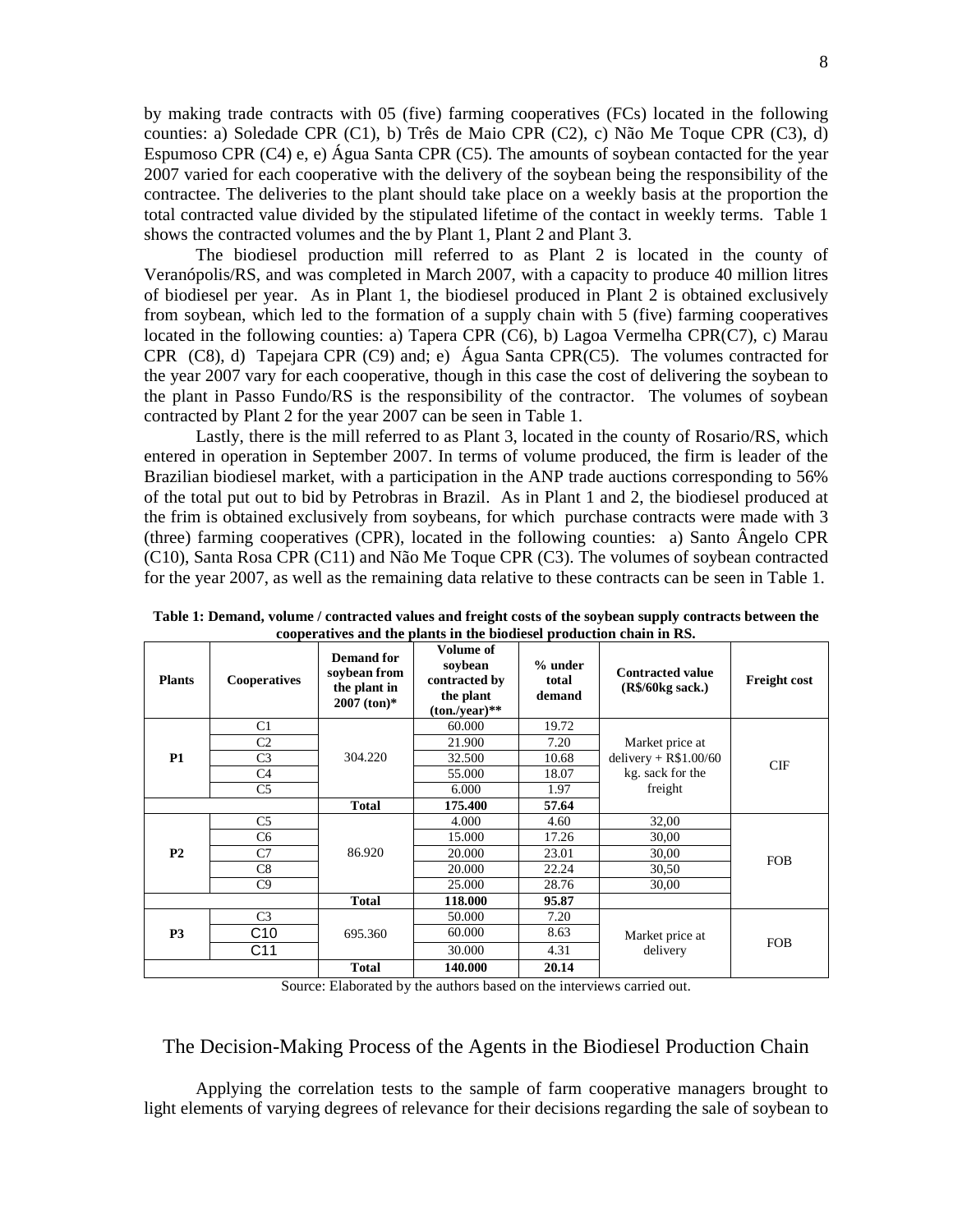by making trade contracts with 05 (five) farming cooperatives (FCs) located in the following counties: a) Soledade CPR (C1), b) Três de Maio CPR (C2), c) Não Me Toque CPR (C3), d) Espumoso CPR (C4) e, e) Água Santa CPR (C5). The amounts of soybean contacted for the year 2007 varied for each cooperative with the delivery of the soybean being the responsibility of the contractee. The deliveries to the plant should take place on a weekly basis at the proportion the total contracted value divided by the stipulated lifetime of the contact in weekly terms. Table 1 shows the contracted volumes and the by Plant 1, Plant 2 and Plant 3.

The biodiesel production mill referred to as Plant 2 is located in the county of Veranópolis/RS, and was completed in March 2007, with a capacity to produce 40 million litres of biodiesel per year. As in Plant 1, the biodiesel produced in Plant 2 is obtained exclusively from soybean, which led to the formation of a supply chain with 5 (five) farming cooperatives located in the following counties: a) Tapera CPR (C6), b) Lagoa Vermelha CPR(C7), c) Marau CPR (C8), d) Tapejara CPR (C9) and; e) Água Santa CPR(C5). The volumes contracted for the year 2007 vary for each cooperative, though in this case the cost of delivering the soybean to the plant in Passo Fundo/RS is the responsibility of the contractor. The volumes of soybean contracted by Plant 2 for the year 2007 can be seen in Table 1.

Lastly, there is the mill referred to as Plant 3, located in the county of Rosario/RS, which entered in operation in September 2007. In terms of volume produced, the firm is leader of the Brazilian biodiesel market, with a participation in the ANP trade auctions corresponding to 56% of the total put out to bid by Petrobras in Brazil. As in Plant 1 and 2, the biodiesel produced at the frim is obtained exclusively from soybeans, for which purchase contracts were made with 3 (three) farming cooperatives (CPR), located in the following counties: a) Santo Ângelo CPR (C10), Santa Rosa CPR (C11) and Não Me Toque CPR (C3). The volumes of soybean contracted for the year 2007, as well as the remaining data relative to these contracts can be seen in Table 1.

**Table 1: Demand, volume / contracted values and freight costs of the soybean supply contracts between the cooperatives and the plants in the biodiesel production chain in RS.**

| Plants | Cooperatives | Demand for soybean from the plant in 2007 (ton)* | Volume of soybean contracted by the plant (ton./year)** | % under total demand | Contracted value (R$/60kg sack.) | Freight cost |
|---|---|---|---|---|---|---|
| P1 | C1 | 304.220 | 60.000 | 19.72 | Market price at delivery + R$1.00/60 kg. sack for the freight | CIF |
| | C2 | | 21.900 | 7.20 | | |
| | C3 | | 32.500 | 10.68 | | |
| | C4 | | 55.000 | 18.07 | | |
| | C5 | | 6.000 | 1.97 | | |
| | | **Total** | **175.400** | **57.64** | | |
| P2 | C5 | 86.920 | 4.000 | 4.60 | 32,00 | FOB |
| | C6 | | 15.000 | 17.26 | 30,00 | |
| | C7 | | 20.000 | 23.01 | 30,00 | |
| | C8 | | 20.000 | 22.24 | 30,50 | |
| | C9 | | 25.000 | 28.76 | 30,00 | |
| | | **Total** | **118.000** | **95.87** | | |
| P3 | C3 | 695.360 | 50.000 | 7.20 | Market price at delivery | FOB |
| | C10 | | 60.000 | 8.63 | | |
| | C11 | | 30.000 | 4.31 | | |
| | | **Total** | **140.000** | **20.14** | | |

Source: Elaborated by the authors based on the interviews carried out.

## The Decision-Making Process of the Agents in the Biodiesel Production Chain

Applying the correlation tests to the sample of farm cooperative managers brought to light elements of varying degrees of relevance for their decisions regarding the sale of soybean to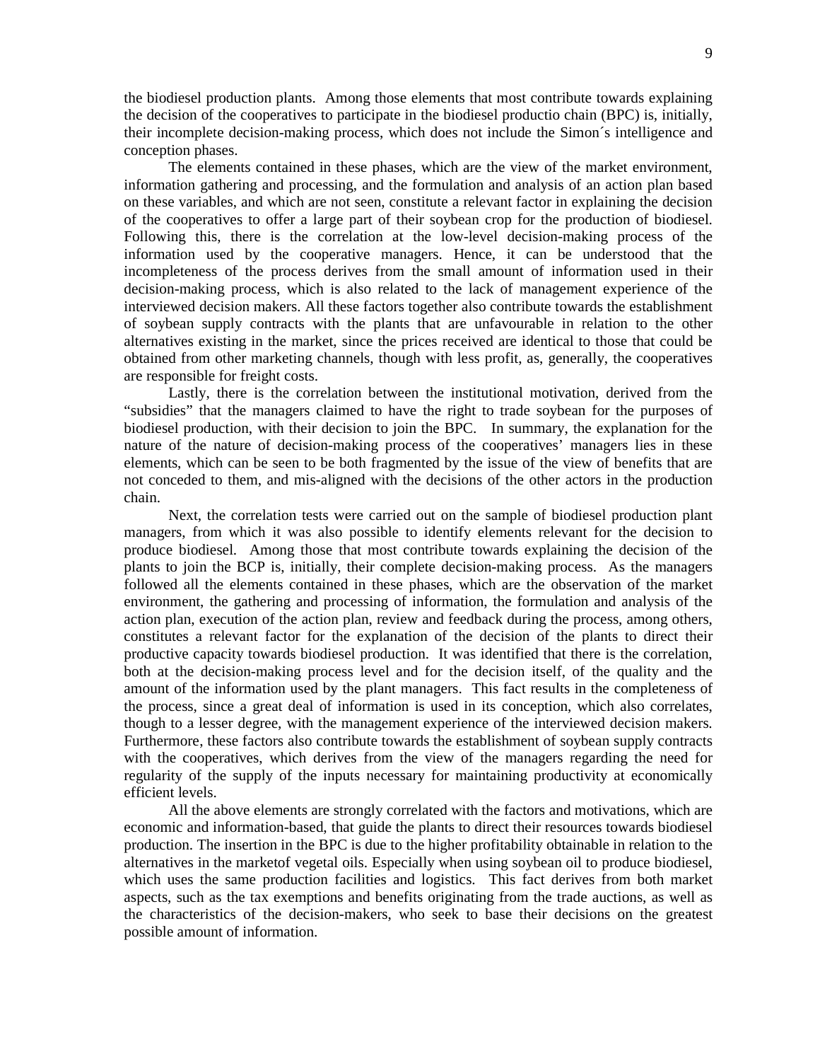the biodiesel production plants. Among those elements that most contribute towards explaining the decision of the cooperatives to participate in the biodiesel productio chain (BPC) is, initially, their incomplete decision-making process, which does not include the Simon´s intelligence and conception phases.

The elements contained in these phases, which are the view of the market environment, information gathering and processing, and the formulation and analysis of an action plan based on these variables, and which are not seen, constitute a relevant factor in explaining the decision of the cooperatives to offer a large part of their soybean crop for the production of biodiesel. Following this, there is the correlation at the low-level decision-making process of the information used by the cooperative managers. Hence, it can be understood that the incompleteness of the process derives from the small amount of information used in their decision-making process, which is also related to the lack of management experience of the interviewed decision makers. All these factors together also contribute towards the establishment of soybean supply contracts with the plants that are unfavourable in relation to the other alternatives existing in the market, since the prices received are identical to those that could be obtained from other marketing channels, though with less profit, as, generally, the cooperatives are responsible for freight costs.

Lastly, there is the correlation between the institutional motivation, derived from the "subsidies" that the managers claimed to have the right to trade soybean for the purposes of biodiesel production, with their decision to join the BPC. In summary, the explanation for the nature of the nature of decision-making process of the cooperatives' managers lies in these elements, which can be seen to be both fragmented by the issue of the view of benefits that are not conceded to them, and mis-aligned with the decisions of the other actors in the production chain.

Next, the correlation tests were carried out on the sample of biodiesel production plant managers, from which it was also possible to identify elements relevant for the decision to produce biodiesel. Among those that most contribute towards explaining the decision of the plants to join the BCP is, initially, their complete decision-making process. As the managers followed all the elements contained in these phases, which are the observation of the market environment, the gathering and processing of information, the formulation and analysis of the action plan, execution of the action plan, review and feedback during the process, among others, constitutes a relevant factor for the explanation of the decision of the plants to direct their productive capacity towards biodiesel production. It was identified that there is the correlation, both at the decision-making process level and for the decision itself, of the quality and the amount of the information used by the plant managers. This fact results in the completeness of the process, since a great deal of information is used in its conception, which also correlates, though to a lesser degree, with the management experience of the interviewed decision makers. Furthermore, these factors also contribute towards the establishment of soybean supply contracts with the cooperatives, which derives from the view of the managers regarding the need for regularity of the supply of the inputs necessary for maintaining productivity at economically efficient levels.

All the above elements are strongly correlated with the factors and motivations, which are economic and information-based, that guide the plants to direct their resources towards biodiesel production. The insertion in the BPC is due to the higher profitability obtainable in relation to the alternatives in the marketof vegetal oils. Especially when using soybean oil to produce biodiesel, which uses the same production facilities and logistics. This fact derives from both market aspects, such as the tax exemptions and benefits originating from the trade auctions, as well as the characteristics of the decision-makers, who seek to base their decisions on the greatest possible amount of information.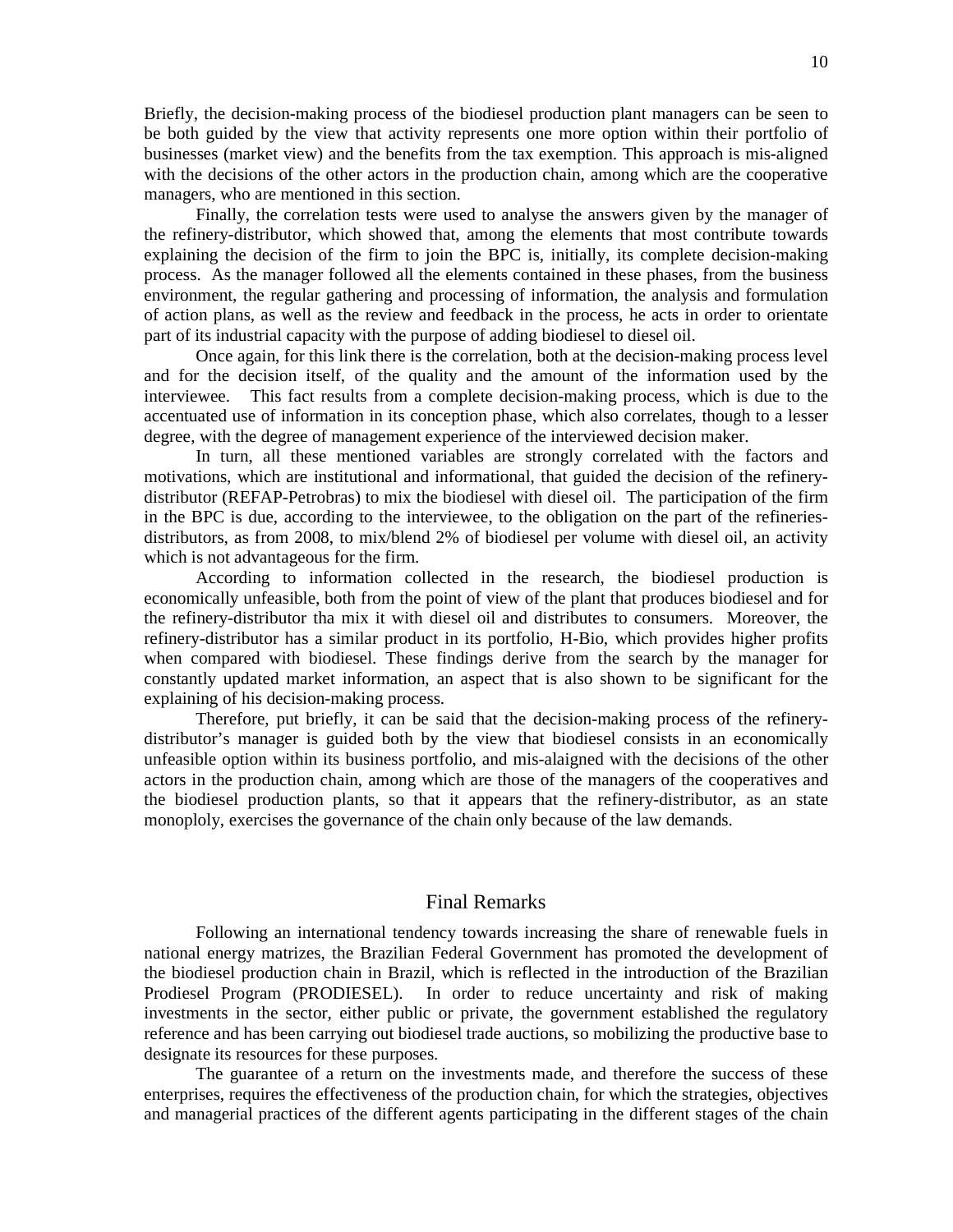Briefly, the decision-making process of the biodiesel production plant managers can be seen to be both guided by the view that activity represents one more option within their portfolio of businesses (market view) and the benefits from the tax exemption. This approach is mis-aligned with the decisions of the other actors in the production chain, among which are the cooperative managers, who are mentioned in this section.

Finally, the correlation tests were used to analyse the answers given by the manager of the refinery-distributor, which showed that, among the elements that most contribute towards explaining the decision of the firm to join the BPC is, initially, its complete decision-making process. As the manager followed all the elements contained in these phases, from the business environment, the regular gathering and processing of information, the analysis and formulation of action plans, as well as the review and feedback in the process, he acts in order to orientate part of its industrial capacity with the purpose of adding biodiesel to diesel oil.

Once again, for this link there is the correlation, both at the decision-making process level and for the decision itself, of the quality and the amount of the information used by the interviewee. This fact results from a complete decision-making process, which is due to the accentuated use of information in its conception phase, which also correlates, though to a lesser degree, with the degree of management experience of the interviewed decision maker.

In turn, all these mentioned variables are strongly correlated with the factors and motivations, which are institutional and informational, that guided the decision of the refinery-distributor (REFAP-Petrobras) to mix the biodiesel with diesel oil. The participation of the firm in the BPC is due, according to the interviewee, to the obligation on the part of the refineries-distributors, as from 2008, to mix/blend 2% of biodiesel per volume with diesel oil, an activity which is not advantageous for the firm.

According to information collected in the research, the biodiesel production is economically unfeasible, both from the point of view of the plant that produces biodiesel and for the refinery-distributor tha mix it with diesel oil and distributes to consumers. Moreover, the refinery-distributor has a similar product in its portfolio, H-Bio, which provides higher profits when compared with biodiesel. These findings derive from the search by the manager for constantly updated market information, an aspect that is also shown to be significant for the explaining of his decision-making process.

Therefore, put briefly, it can be said that the decision-making process of the refinery-distributor's manager is guided both by the view that biodiesel consists in an economically unfeasible option within its business portfolio, and mis-alaigned with the decisions of the other actors in the production chain, among which are those of the managers of the cooperatives and the biodiesel production plants, so that it appears that the refinery-distributor, as an state monoploly, exercises the governance of the chain only because of the law demands.

## Final Remarks

Following an international tendency towards increasing the share of renewable fuels in national energy matrizes, the Brazilian Federal Government has promoted the development of the biodiesel production chain in Brazil, which is reflected in the introduction of the Brazilian Prodiesel Program (PRODIESEL). In order to reduce uncertainty and risk of making investments in the sector, either public or private, the government established the regulatory reference and has been carrying out biodiesel trade auctions, so mobilizing the productive base to designate its resources for these purposes.

The guarantee of a return on the investments made, and therefore the success of these enterprises, requires the effectiveness of the production chain, for which the strategies, objectives and managerial practices of the different agents participating in the different stages of the chain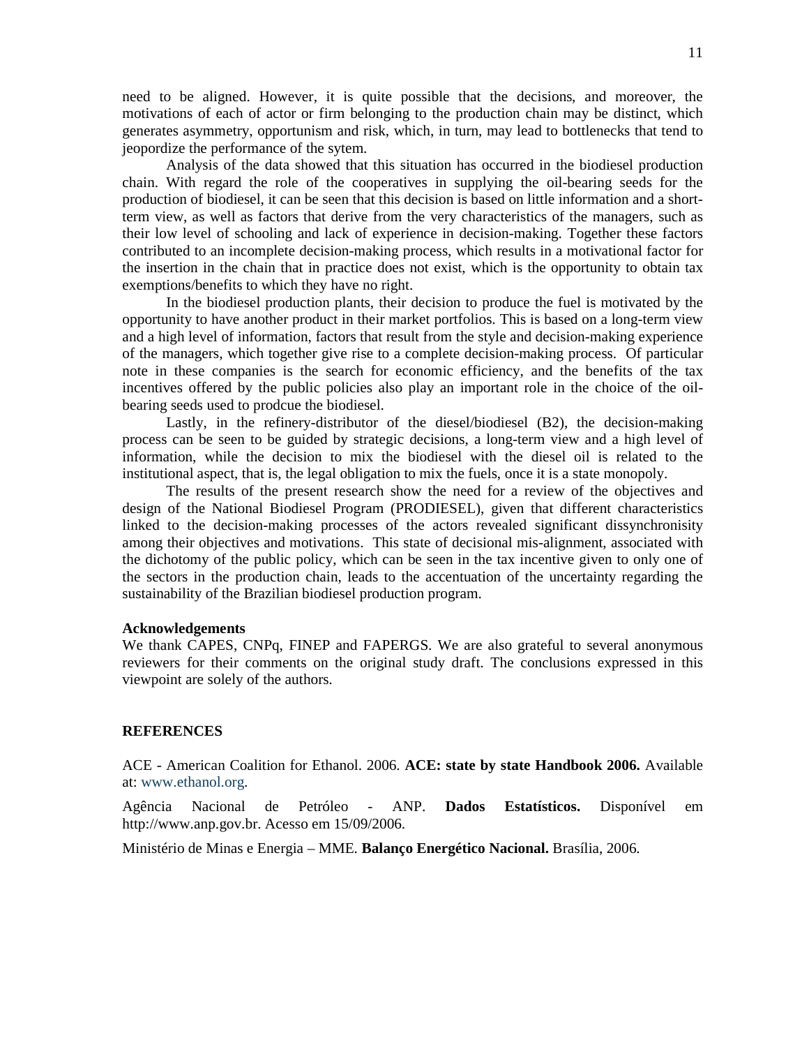need to be aligned. However, it is quite possible that the decisions, and moreover, the motivations of each of actor or firm belonging to the production chain may be distinct, which generates asymmetry, opportunism and risk, which, in turn, may lead to bottlenecks that tend to jeopordize the performance of the sytem.

Analysis of the data showed that this situation has occurred in the biodiesel production chain. With regard the role of the cooperatives in supplying the oil-bearing seeds for the production of biodiesel, it can be seen that this decision is based on little information and a short-term view, as well as factors that derive from the very characteristics of the managers, such as their low level of schooling and lack of experience in decision-making. Together these factors contributed to an incomplete decision-making process, which results in a motivational factor for the insertion in the chain that in practice does not exist, which is the opportunity to obtain tax exemptions/benefits to which they have no right.

In the biodiesel production plants, their decision to produce the fuel is motivated by the opportunity to have another product in their market portfolios. This is based on a long-term view and a high level of information, factors that result from the style and decision-making experience of the managers, which together give rise to a complete decision-making process. Of particular note in these companies is the search for economic efficiency, and the benefits of the tax incentives offered by the public policies also play an important role in the choice of the oil-bearing seeds used to prodcue the biodiesel.

Lastly, in the refinery-distributor of the diesel/biodiesel (B2), the decision-making process can be seen to be guided by strategic decisions, a long-term view and a high level of information, while the decision to mix the biodiesel with the diesel oil is related to the institutional aspect, that is, the legal obligation to mix the fuels, once it is a state monopoly.

The results of the present research show the need for a review of the objectives and design of the National Biodiesel Program (PRODIESEL), given that different characteristics linked to the decision-making processes of the actors revealed significant dissynchronisity among their objectives and motivations. This state of decisional mis-alignment, associated with the dichotomy of the public policy, which can be seen in the tax incentive given to only one of the sectors in the production chain, leads to the accentuation of the uncertainty regarding the sustainability of the Brazilian biodiesel production program.

**Acknowledgements**

We thank CAPES, CNPq, FINEP and FAPERGS. We are also grateful to several anonymous reviewers for their comments on the original study draft. The conclusions expressed in this viewpoint are solely of the authors.

## REFERENCES

ACE - American Coalition for Ethanol. 2006. **ACE: state by state Handbook 2006.** Available at: www.ethanol.org.

Agência Nacional de Petróleo - ANP. **Dados Estatísticos.** Disponível em http://www.anp.gov.br. Acesso em 15/09/2006.

Ministério de Minas e Energia – MME. **Balanço Energético Nacional.** Brasília, 2006.